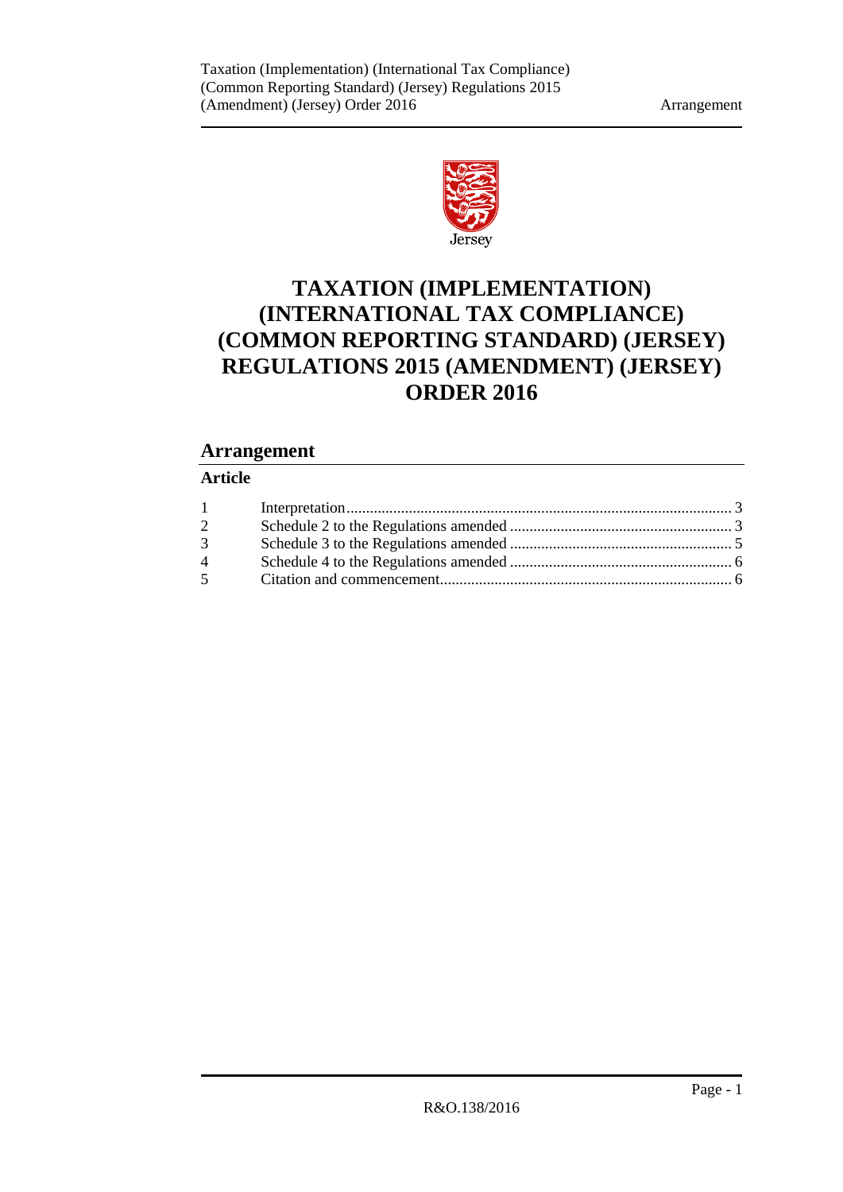# TAXATION (IMPLEMENTATION) (INTERNATIONAL TAX COMPLIANCE) (COMMON REPORTING STANDARD) (JERSEY) REGULATIONS 2015 (AMENDMENT) (JERSEY) ORDER 2016

## Arrangement

### Article

| | | |
|---|---|---|
| 1 | Interpretation | 3 |
| 2 | Schedule 2 to the Regulations amended | 3 |
| 3 | Schedule 3 to the Regulations amended | 5 |
| 4 | Schedule 4 to the Regulations amended | 6 |
| 5 | Citation and commencement | 6 |

R&O.138/2016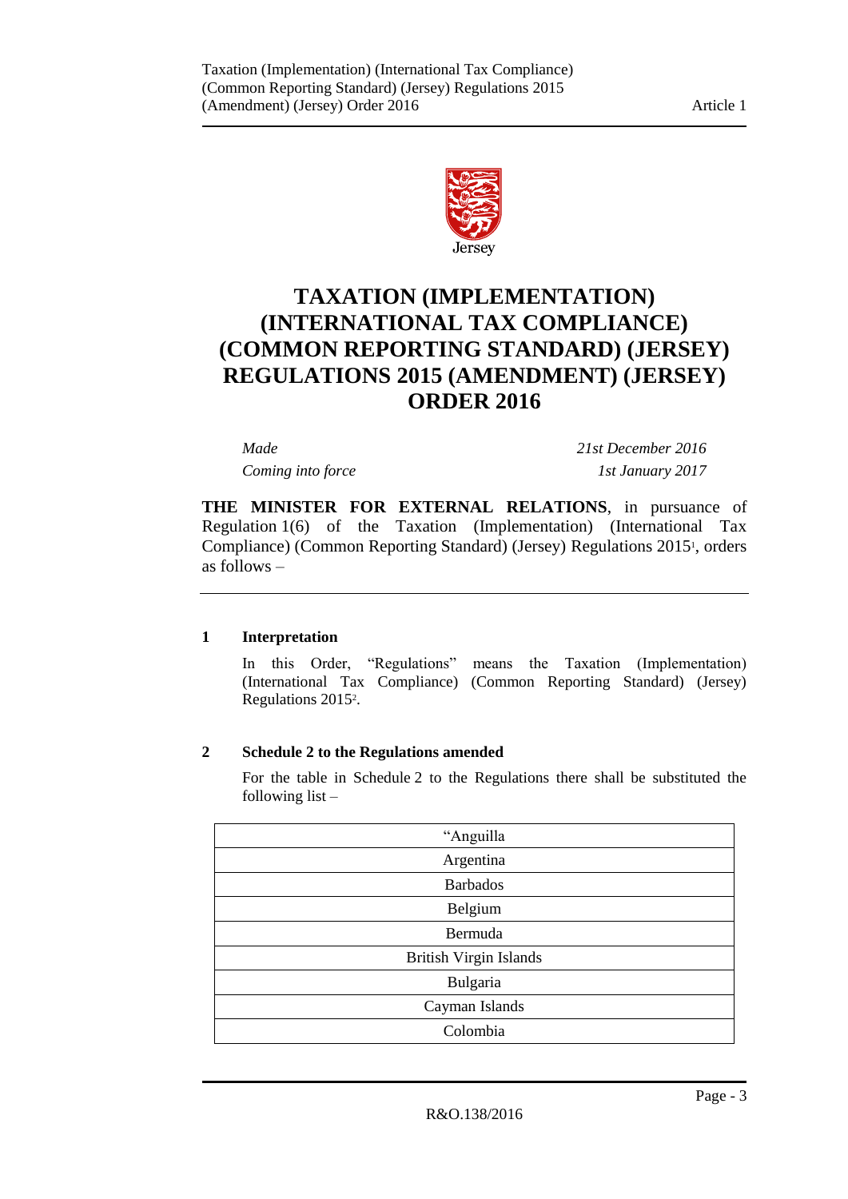Jersey

# TAXATION (IMPLEMENTATION) (INTERNATIONAL TAX COMPLIANCE) (COMMON REPORTING STANDARD) (JERSEY) REGULATIONS 2015 (AMENDMENT) (JERSEY) ORDER 2016

| | |
|---|---|
| *Made* | *21st December 2016* |
| *Coming into force* | *1st January 2017* |

**THE MINISTER FOR EXTERNAL RELATIONS**, in pursuance of Regulation 1(6) of the Taxation (Implementation) (International Tax Compliance) (Common Reporting Standard) (Jersey) Regulations 2015[1], orders as follows –

### 1 Interpretation

In this Order, "Regulations" means the Taxation (Implementation) (International Tax Compliance) (Common Reporting Standard) (Jersey) Regulations 2015[2].

### 2 Schedule 2 to the Regulations amended

For the table in Schedule 2 to the Regulations there shall be substituted the following list –

| |
|---|
| "Anguilla |
| Argentina |
| Barbados |
| Belgium |
| Bermuda |
| British Virgin Islands |
| Bulgaria |
| Cayman Islands |
| Colombia |

R&O.138/2016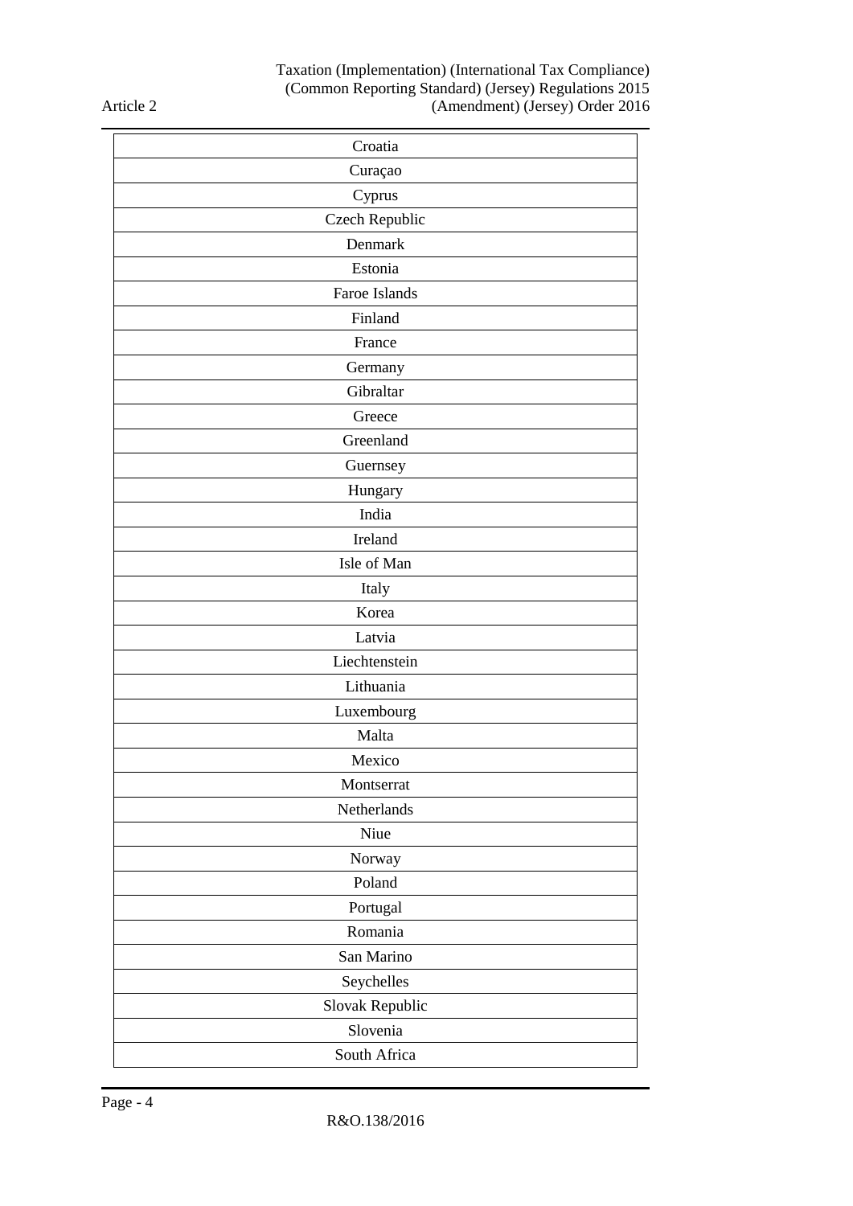| Croatia |
|---|
| Curaçao |
| Cyprus |
| Czech Republic |
| Denmark |
| Estonia |
| Faroe Islands |
| Finland |
| France |
| Germany |
| Gibraltar |
| Greece |
| Greenland |
| Guernsey |
| Hungary |
| India |
| Ireland |
| Isle of Man |
| Italy |
| Korea |
| Latvia |
| Liechtenstein |
| Lithuania |
| Luxembourg |
| Malta |
| Mexico |
| Montserrat |
| Netherlands |
| Niue |
| Norway |
| Poland |
| Portugal |
| Romania |
| San Marino |
| Seychelles |
| Slovak Republic |
| Slovenia |
| South Africa |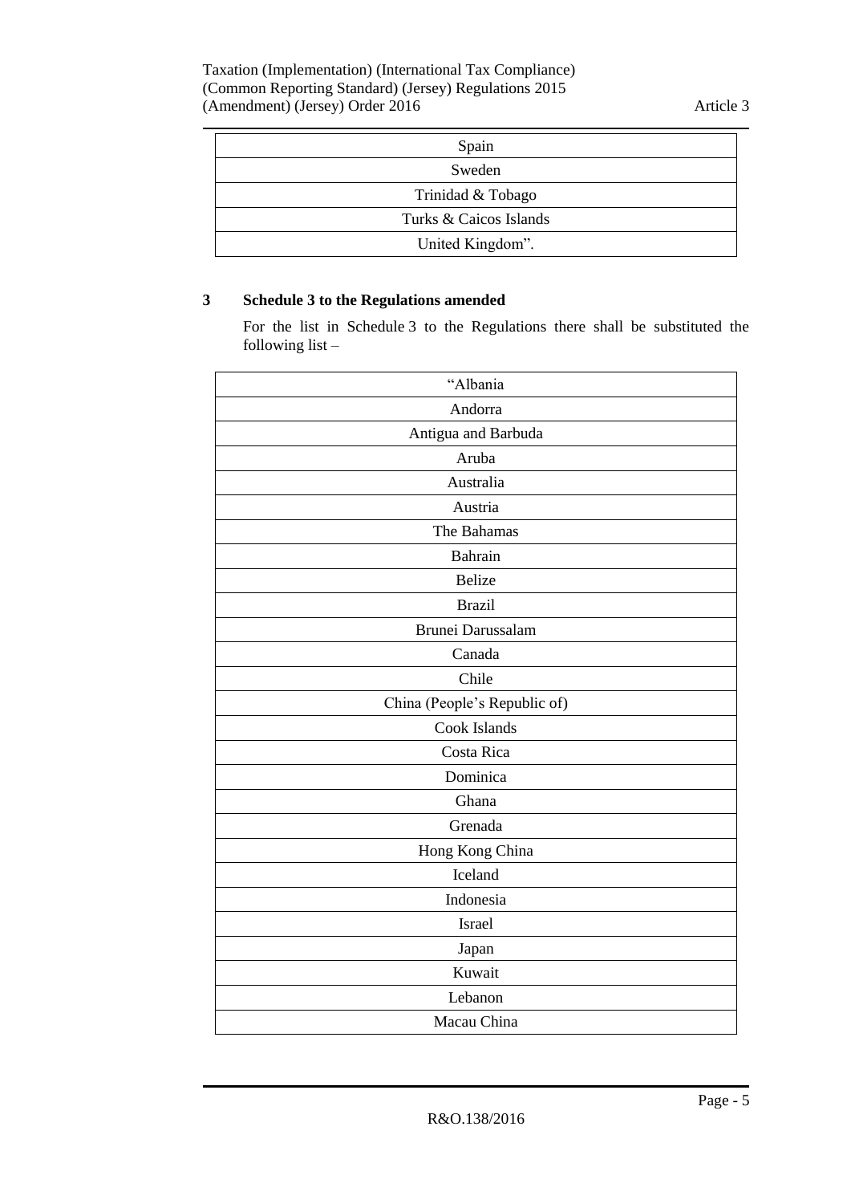| Spain |
| --- |
| Sweden |
| Trinidad & Tobago |
| Turks & Caicos Islands |
| United Kingdom”. |

## 3 Schedule 3 to the Regulations amended

For the list in Schedule 3 to the Regulations there shall be substituted the following list –

| “Albania |
| --- |
| Andorra |
| Antigua and Barbuda |
| Aruba |
| Australia |
| Austria |
| The Bahamas |
| Bahrain |
| Belize |
| Brazil |
| Brunei Darussalam |
| Canada |
| Chile |
| China (People’s Republic of) |
| Cook Islands |
| Costa Rica |
| Dominica |
| Ghana |
| Grenada |
| Hong Kong China |
| Iceland |
| Indonesia |
| Israel |
| Japan |
| Kuwait |
| Lebanon |
| Macau China |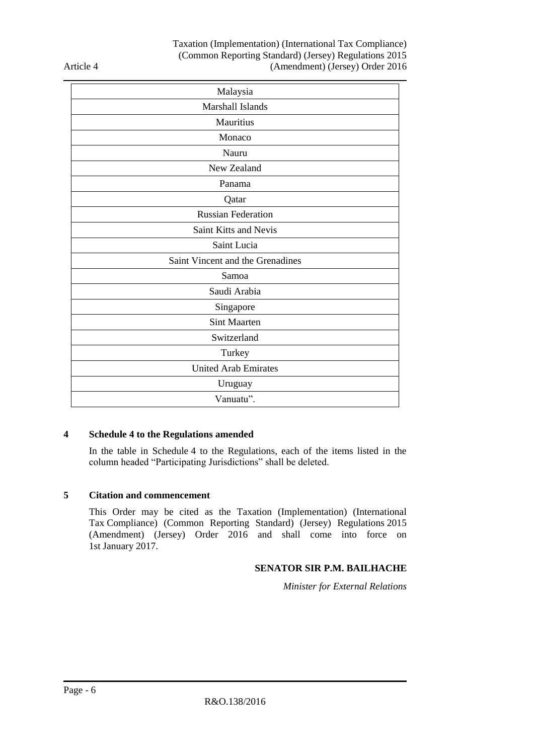| Malaysia |
|---|
| Marshall Islands |
| Mauritius |
| Monaco |
| Nauru |
| New Zealand |
| Panama |
| Qatar |
| Russian Federation |
| Saint Kitts and Nevis |
| Saint Lucia |
| Saint Vincent and the Grenadines |
| Samoa |
| Saudi Arabia |
| Singapore |
| Sint Maarten |
| Switzerland |
| Turkey |
| United Arab Emirates |
| Uruguay |
| Vanuatu". |

### 4 Schedule 4 to the Regulations amended

In the table in Schedule 4 to the Regulations, each of the items listed in the column headed "Participating Jurisdictions" shall be deleted.

### 5 Citation and commencement

This Order may be cited as the Taxation (Implementation) (International Tax Compliance) (Common Reporting Standard) (Jersey) Regulations 2015 (Amendment) (Jersey) Order 2016 and shall come into force on 1st January 2017.

**SENATOR SIR P.M. BAILHACHE**

*Minister for External Relations*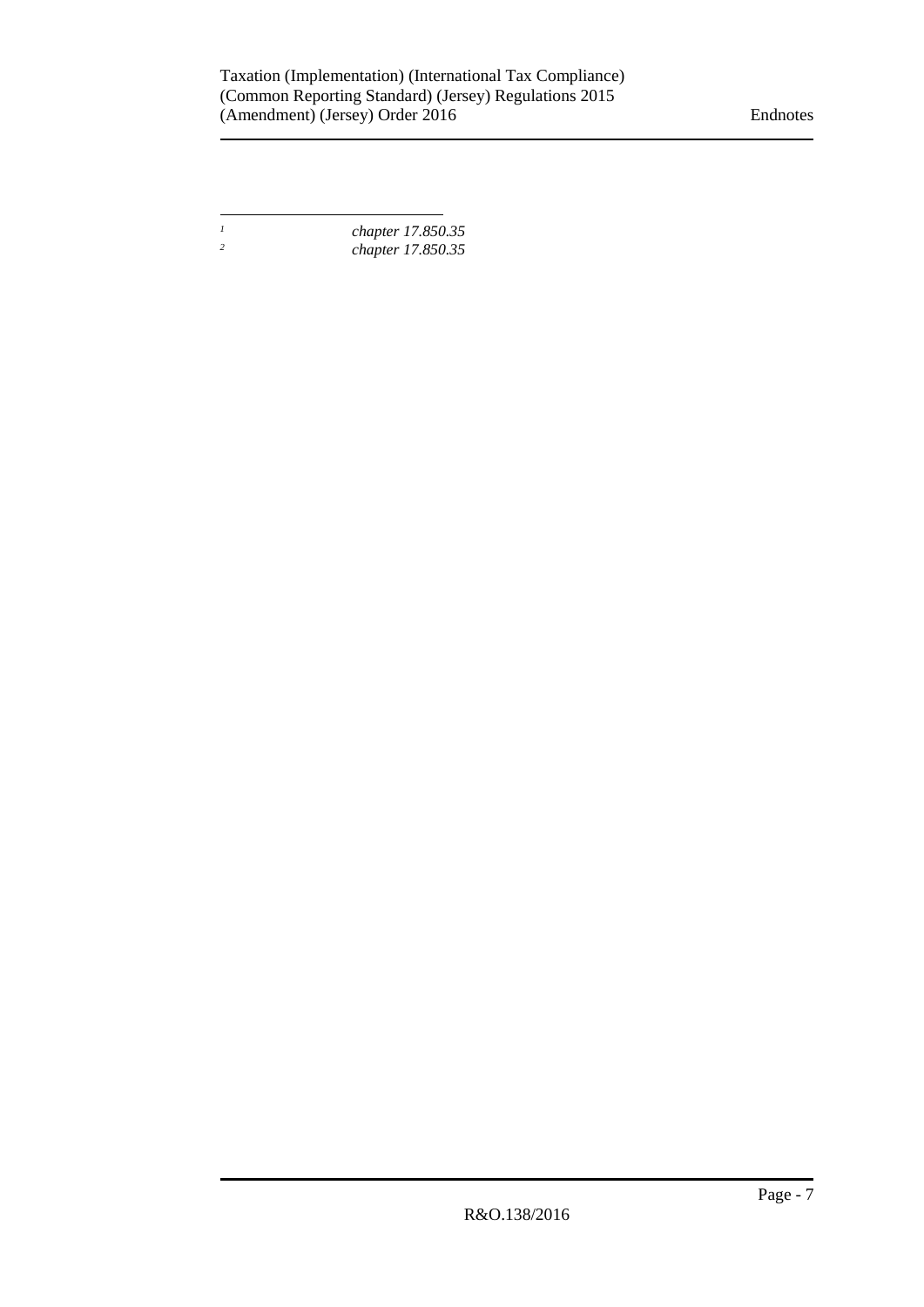[1] *chapter 17.850.35*

[2] *chapter 17.850.35*